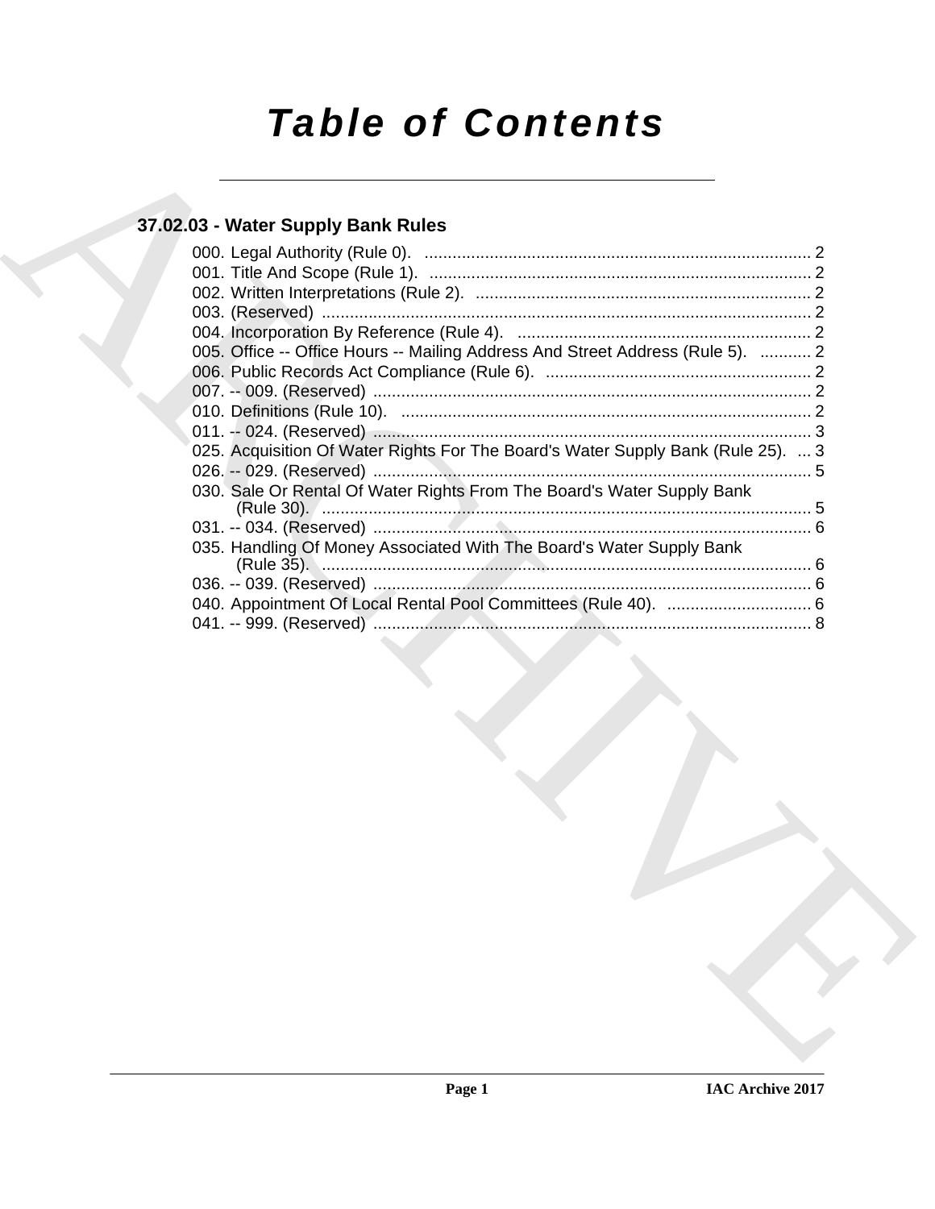# Table of Contents

## 37.02.03 - Water Supply Bank Rules

000. Legal Authority (Rule 0). ..................................................................................... 2
001. Title And Scope (Rule 1). ..................................................................................... 2
002. Written Interpretations (Rule 2). ........................................................................... 2
003. (Reserved) ........................................................................................................... 2
004. Incorporation By Reference (Rule 4). .................................................................. 2
005. Office -- Office Hours -- Mailing Address And Street Address (Rule 5). ........... 2
006. Public Records Act Compliance (Rule 6). ............................................................ 2
007. -- 009. (Reserved) ................................................................................................. 2
010. Definitions (Rule 10). ........................................................................................... 2
011. -- 024. (Reserved) ................................................................................................. 3
025. Acquisition Of Water Rights For The Board's Water Supply Bank (Rule 25). ... 3
026. -- 029. (Reserved) ................................................................................................. 5
030. Sale Or Rental Of Water Rights From The Board's Water Supply Bank (Rule 30). ..................................................................................................................... 5
031. -- 034. (Reserved) ................................................................................................. 6
035. Handling Of Money Associated With The Board's Water Supply Bank (Rule 35). ..................................................................................................................... 6
036. -- 039. (Reserved) ................................................................................................. 6
040. Appointment Of Local Rental Pool Committees (Rule 40). ............................... 6
041. -- 999. (Reserved) ................................................................................................. 8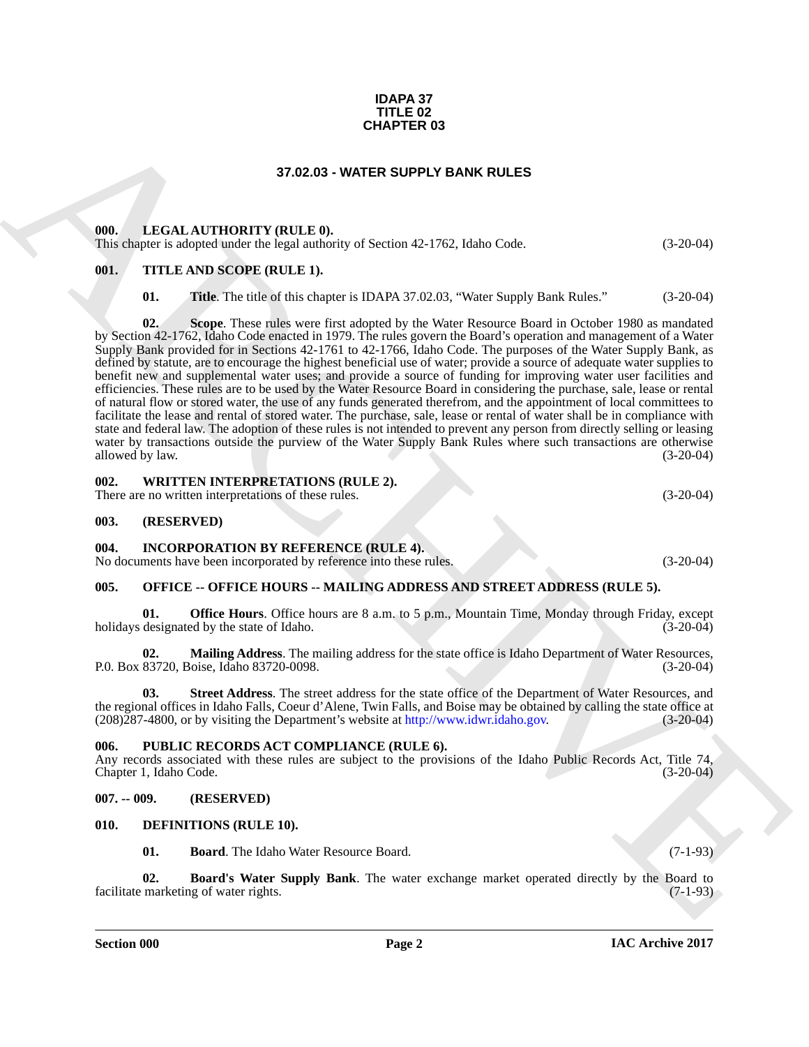**IDAPA 37**
**TITLE 02**
**CHAPTER 03**

# 37.02.03 - WATER SUPPLY BANK RULES

## 000. LEGAL AUTHORITY (RULE 0).

This chapter is adopted under the legal authority of Section 42-1762, Idaho Code. (3-20-04)

## 001. TITLE AND SCOPE (RULE 1).

**01. Title**. The title of this chapter is IDAPA 37.02.03, "Water Supply Bank Rules." (3-20-04)

**02. Scope**. These rules were first adopted by the Water Resource Board in October 1980 as mandated by Section 42-1762, Idaho Code enacted in 1979. The rules govern the Board's operation and management of a Water Supply Bank provided for in Sections 42-1761 to 42-1766, Idaho Code. The purposes of the Water Supply Bank, as defined by statute, are to encourage the highest beneficial use of water; provide a source of adequate water supplies to benefit new and supplemental water uses; and provide a source of funding for improving water user facilities and efficiencies. These rules are to be used by the Water Resource Board in considering the purchase, sale, lease or rental of natural flow or stored water, the use of any funds generated therefrom, and the appointment of local committees to facilitate the lease and rental of stored water. The purchase, sale, lease or rental of water shall be in compliance with state and federal law. The adoption of these rules is not intended to prevent any person from directly selling or leasing water by transactions outside the purview of the Water Supply Bank Rules where such transactions are otherwise allowed by law. (3-20-04)

## 002. WRITTEN INTERPRETATIONS (RULE 2).

There are no written interpretations of these rules. (3-20-04)

## 003. (RESERVED)

## 004. INCORPORATION BY REFERENCE (RULE 4).

No documents have been incorporated by reference into these rules. (3-20-04)

## 005. OFFICE -- OFFICE HOURS -- MAILING ADDRESS AND STREET ADDRESS (RULE 5).

**01. Office Hours**. Office hours are 8 a.m. to 5 p.m., Mountain Time, Monday through Friday, except holidays designated by the state of Idaho. (3-20-04)

**02. Mailing Address**. The mailing address for the state office is Idaho Department of Water Resources, P.0. Box 83720, Boise, Idaho 83720-0098. (3-20-04)

**03. Street Address**. The street address for the state office of the Department of Water Resources, and the regional offices in Idaho Falls, Coeur d'Alene, Twin Falls, and Boise may be obtained by calling the state office at (208)287-4800, or by visiting the Department's website at http://www.idwr.idaho.gov. (3-20-04)

## 006. PUBLIC RECORDS ACT COMPLIANCE (RULE 6).

Any records associated with these rules are subject to the provisions of the Idaho Public Records Act, Title 74, Chapter 1, Idaho Code. (3-20-04)

## 007. -- 009. (RESERVED)

## 010. DEFINITIONS (RULE 10).

**01. Board**. The Idaho Water Resource Board. (7-1-93)

**02. Board's Water Supply Bank**. The water exchange market operated directly by the Board to facilitate marketing of water rights. (7-1-93)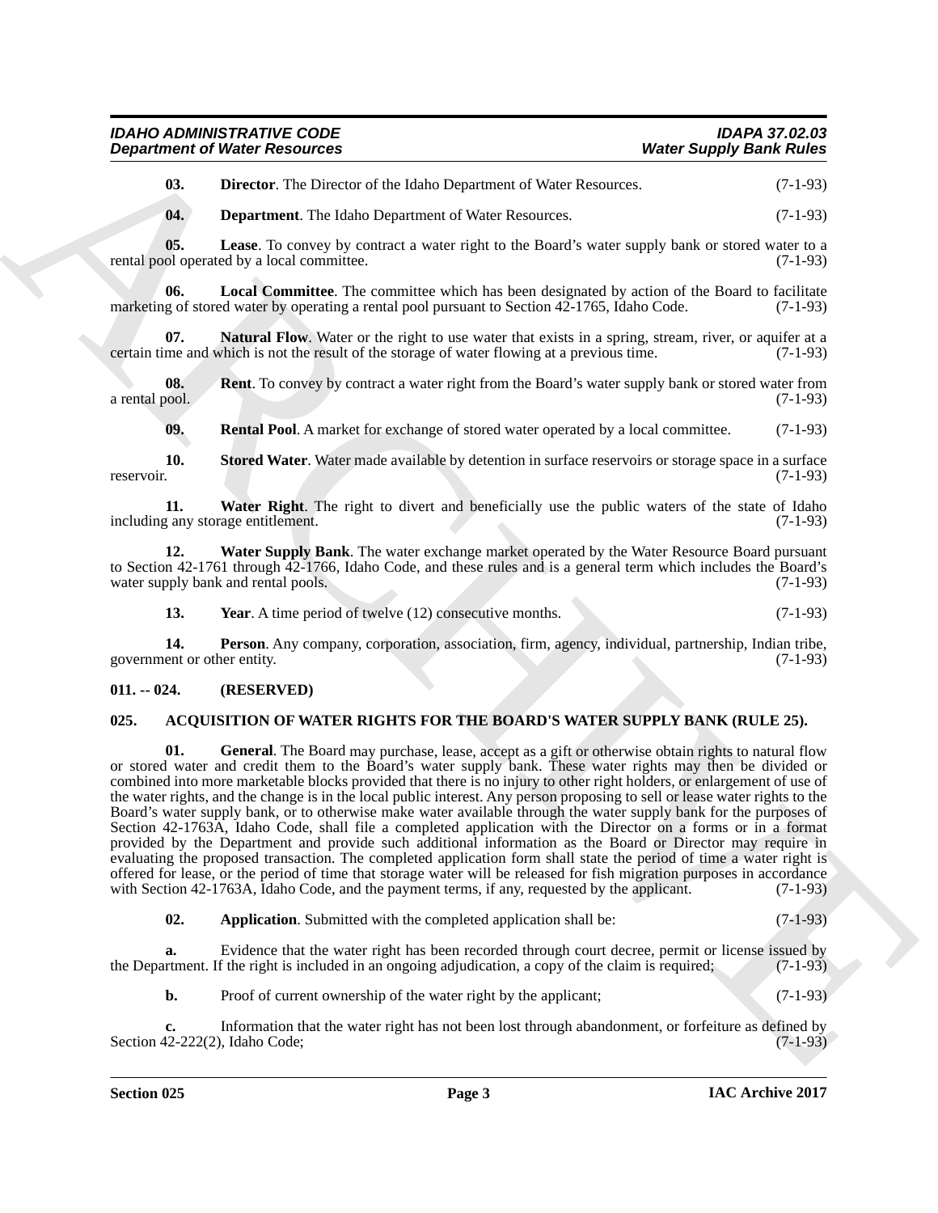**03. Director**. The Director of the Idaho Department of Water Resources. (7-1-93)

**04. Department**. The Idaho Department of Water Resources. (7-1-93)

**05. Lease**. To convey by contract a water right to the Board's water supply bank or stored water to a rental pool operated by a local committee. (7-1-93)

**06. Local Committee**. The committee which has been designated by action of the Board to facilitate marketing of stored water by operating a rental pool pursuant to Section 42-1765, Idaho Code. (7-1-93)

**07. Natural Flow**. Water or the right to use water that exists in a spring, stream, river, or aquifer at a certain time and which is not the result of the storage of water flowing at a previous time. (7-1-93)

**08. Rent**. To convey by contract a water right from the Board's water supply bank or stored water from a rental pool. (7-1-93)

**09. Rental Pool**. A market for exchange of stored water operated by a local committee. (7-1-93)

**10. Stored Water**. Water made available by detention in surface reservoirs or storage space in a surface reservoir. (7-1-93)

**11. Water Right**. The right to divert and beneficially use the public waters of the state of Idaho including any storage entitlement. (7-1-93)

**12. Water Supply Bank**. The water exchange market operated by the Water Resource Board pursuant to Section 42-1761 through 42-1766, Idaho Code, and these rules and is a general term which includes the Board's water supply bank and rental pools. (7-1-93)

**13. Year**. A time period of twelve (12) consecutive months. (7-1-93)

**14. Person**. Any company, corporation, association, firm, agency, individual, partnership, Indian tribe, government or other entity. (7-1-93)

## 011. -- 024. (RESERVED)

## 025. ACQUISITION OF WATER RIGHTS FOR THE BOARD'S WATER SUPPLY BANK (RULE 25).

**01. General**. The Board may purchase, lease, accept as a gift or otherwise obtain rights to natural flow or stored water and credit them to the Board's water supply bank. These water rights may then be divided or combined into more marketable blocks provided that there is no injury to other right holders, or enlargement of use of the water rights, and the change is in the local public interest. Any person proposing to sell or lease water rights to the Board's water supply bank, or to otherwise make water available through the water supply bank for the purposes of Section 42-1763A, Idaho Code, shall file a completed application with the Director on a forms or in a format provided by the Department and provide such additional information as the Board or Director may require in evaluating the proposed transaction. The completed application form shall state the period of time a water right is offered for lease, or the period of time that storage water will be released for fish migration purposes in accordance with Section 42-1763A, Idaho Code, and the payment terms, if any, requested by the applicant. (7-1-93)

**02. Application**. Submitted with the completed application shall be: (7-1-93)

**a.** Evidence that the water right has been recorded through court decree, permit or license issued by the Department. If the right is included in an ongoing adjudication, a copy of the claim is required; (7-1-93)

**b.** Proof of current ownership of the water right by the applicant; (7-1-93)

**c.** Information that the water right has not been lost through abandonment, or forfeiture as defined by Section 42-222(2), Idaho Code; (7-1-93)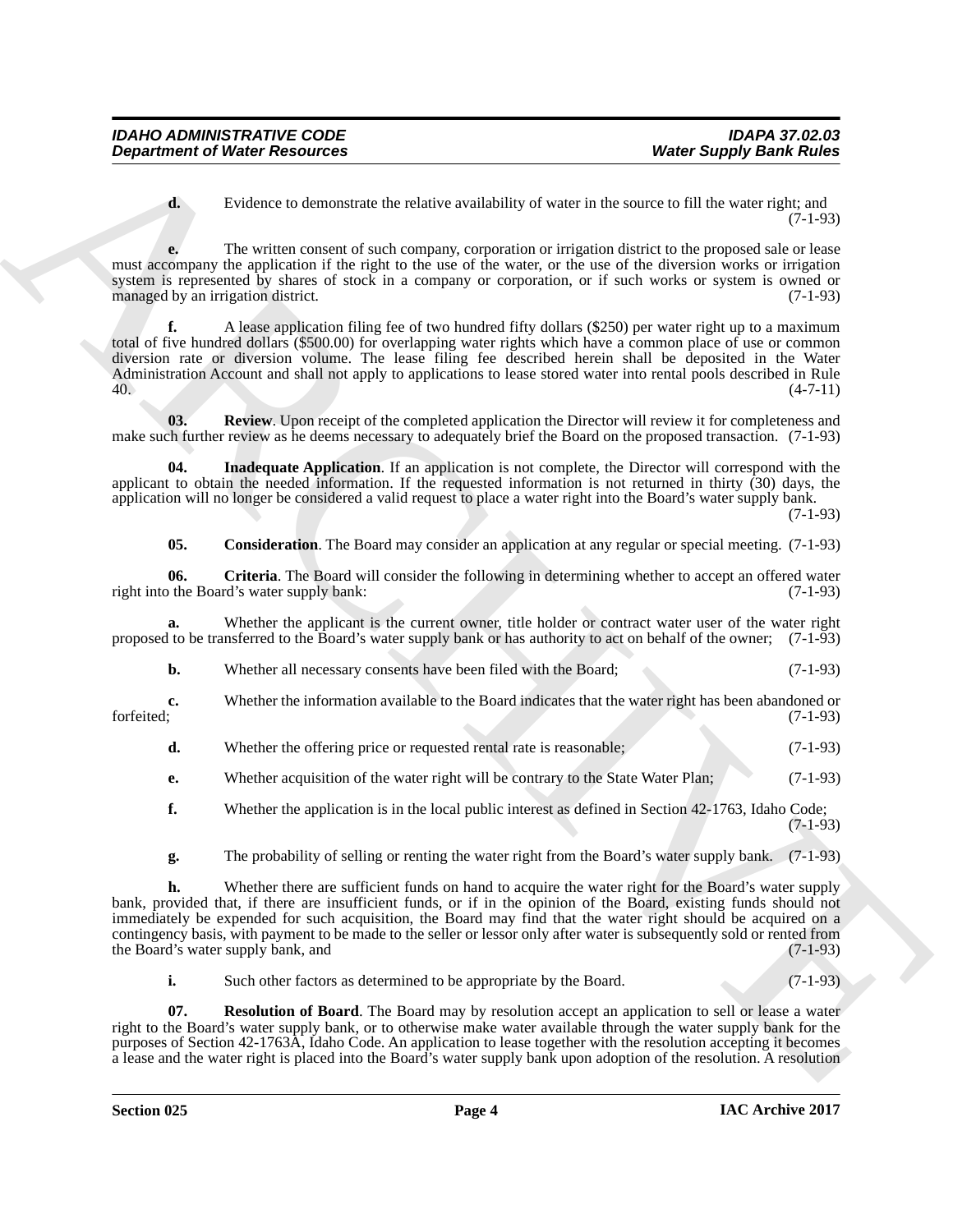**d.** Evidence to demonstrate the relative availability of water in the source to fill the water right; and (7-1-93)

**e.** The written consent of such company, corporation or irrigation district to the proposed sale or lease must accompany the application if the right to the use of the water, or the use of the diversion works or irrigation system is represented by shares of stock in a company or corporation, or if such works or system is owned or managed by an irrigation district. (7-1-93)

**f.** A lease application filing fee of two hundred fifty dollars ($250) per water right up to a maximum total of five hundred dollars ($500.00) for overlapping water rights which have a common place of use or common diversion rate or diversion volume. The lease filing fee described herein shall be deposited in the Water Administration Account and shall not apply to applications to lease stored water into rental pools described in Rule 40. (4-7-11)

**03. Review**. Upon receipt of the completed application the Director will review it for completeness and make such further review as he deems necessary to adequately brief the Board on the proposed transaction. (7-1-93)

**04. Inadequate Application**. If an application is not complete, the Director will correspond with the applicant to obtain the needed information. If the requested information is not returned in thirty (30) days, the application will no longer be considered a valid request to place a water right into the Board's water supply bank. (7-1-93)

**05. Consideration**. The Board may consider an application at any regular or special meeting. (7-1-93)

**06. Criteria**. The Board will consider the following in determining whether to accept an offered water right into the Board's water supply bank: (7-1-93)

**a.** Whether the applicant is the current owner, title holder or contract water user of the water right proposed to be transferred to the Board's water supply bank or has authority to act on behalf of the owner; (7-1-93)

**b.** Whether all necessary consents have been filed with the Board; (7-1-93)

**c.** Whether the information available to the Board indicates that the water right has been abandoned or forfeited; (7-1-93)

**d.** Whether the offering price or requested rental rate is reasonable; (7-1-93)

**e.** Whether acquisition of the water right will be contrary to the State Water Plan; (7-1-93)

**f.** Whether the application is in the local public interest as defined in Section 42-1763, Idaho Code; (7-1-93)

**g.** The probability of selling or renting the water right from the Board's water supply bank. (7-1-93)

**h.** Whether there are sufficient funds on hand to acquire the water right for the Board's water supply bank, provided that, if there are insufficient funds, or if in the opinion of the Board, existing funds should not immediately be expended for such acquisition, the Board may find that the water right should be acquired on a contingency basis, with payment to be made to the seller or lessor only after water is subsequently sold or rented from the Board's water supply bank, and (7-1-93)

**i.** Such other factors as determined to be appropriate by the Board. (7-1-93)

**07. Resolution of Board**. The Board may by resolution accept an application to sell or lease a water right to the Board's water supply bank, or to otherwise make water available through the water supply bank for the purposes of Section 42-1763A, Idaho Code. An application to lease together with the resolution accepting it becomes a lease and the water right is placed into the Board's water supply bank upon adoption of the resolution. A resolution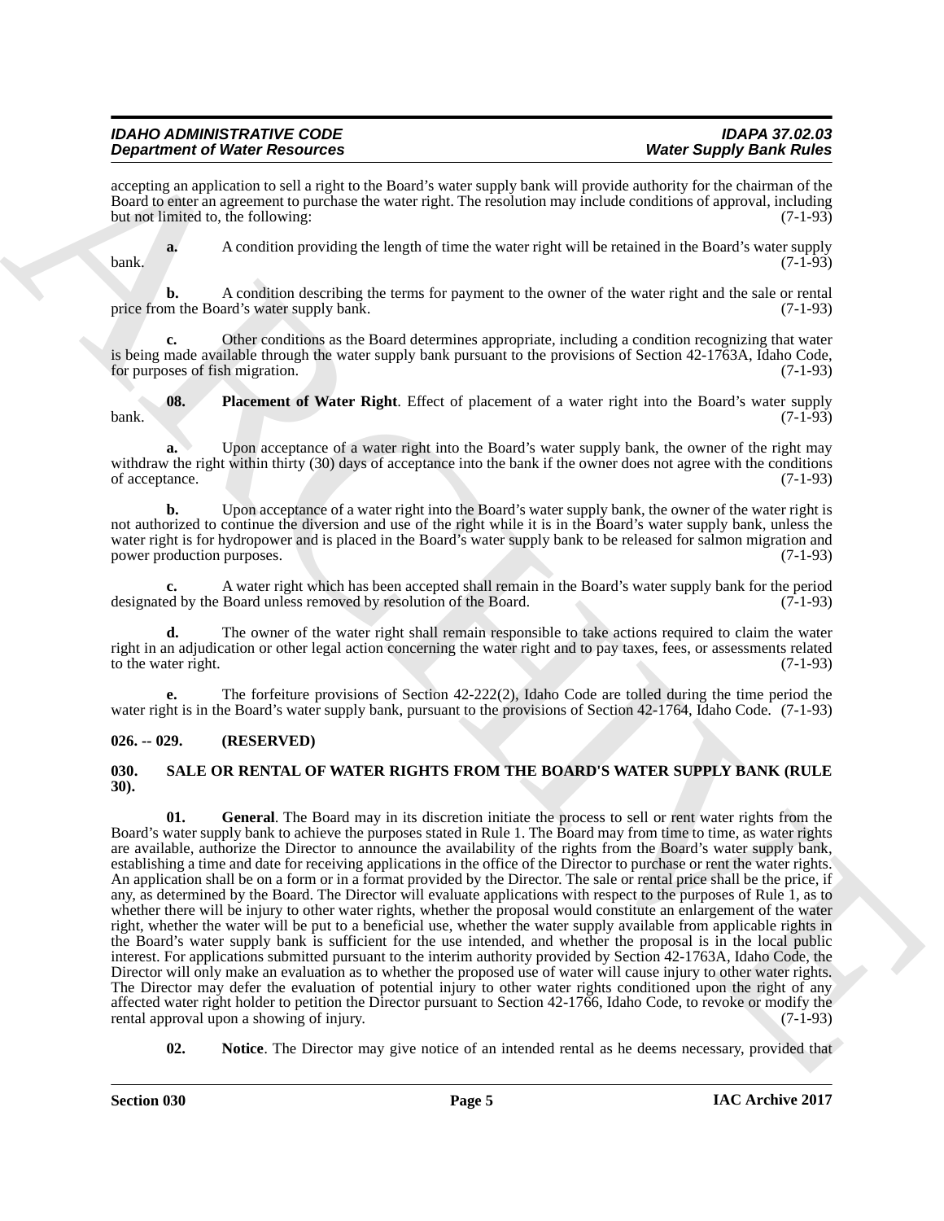accepting an application to sell a right to the Board's water supply bank will provide authority for the chairman of the Board to enter an agreement to purchase the water right. The resolution may include conditions of approval, including but not limited to, the following: (7-1-93)

**a.** A condition providing the length of time the water right will be retained in the Board's water supply bank. (7-1-93)

**b.** A condition describing the terms for payment to the owner of the water right and the sale or rental price from the Board's water supply bank. (7-1-93)

**c.** Other conditions as the Board determines appropriate, including a condition recognizing that water is being made available through the water supply bank pursuant to the provisions of Section 42-1763A, Idaho Code, for purposes of fish migration. (7-1-93)

**08. Placement of Water Right**. Effect of placement of a water right into the Board's water supply bank. (7-1-93)

**a.** Upon acceptance of a water right into the Board's water supply bank, the owner of the right may withdraw the right within thirty (30) days of acceptance into the bank if the owner does not agree with the conditions of acceptance. (7-1-93)

**b.** Upon acceptance of a water right into the Board's water supply bank, the owner of the water right is not authorized to continue the diversion and use of the right while it is in the Board's water supply bank, unless the water right is for hydropower and is placed in the Board's water supply bank to be released for salmon migration and power production purposes. (7-1-93)

**c.** A water right which has been accepted shall remain in the Board's water supply bank for the period designated by the Board unless removed by resolution of the Board. (7-1-93)

**d.** The owner of the water right shall remain responsible to take actions required to claim the water right in an adjudication or other legal action concerning the water right and to pay taxes, fees, or assessments related to the water right. (7-1-93)

**e.** The forfeiture provisions of Section 42-222(2), Idaho Code are tolled during the time period the water right is in the Board's water supply bank, pursuant to the provisions of Section 42-1764, Idaho Code. (7-1-93)

### 026. -- 029. (RESERVED)

### 030. SALE OR RENTAL OF WATER RIGHTS FROM THE BOARD'S WATER SUPPLY BANK (RULE 30).

**01. General**. The Board may in its discretion initiate the process to sell or rent water rights from the Board's water supply bank to achieve the purposes stated in Rule 1. The Board may from time to time, as water rights are available, authorize the Director to announce the availability of the rights from the Board's water supply bank, establishing a time and date for receiving applications in the office of the Director to purchase or rent the water rights. An application shall be on a form or in a format provided by the Director. The sale or rental price shall be the price, if any, as determined by the Board. The Director will evaluate applications with respect to the purposes of Rule 1, as to whether there will be injury to other water rights, whether the proposal would constitute an enlargement of the water right, whether the water will be put to a beneficial use, whether the water supply available from applicable rights in the Board's water supply bank is sufficient for the use intended, and whether the proposal is in the local public interest. For applications submitted pursuant to the interim authority provided by Section 42-1763A, Idaho Code, the Director will only make an evaluation as to whether the proposed use of water will cause injury to other water rights. The Director may defer the evaluation of potential injury to other water rights conditioned upon the right of any affected water right holder to petition the Director pursuant to Section 42-1766, Idaho Code, to revoke or modify the rental approval upon a showing of injury. (7-1-93)

**02. Notice**. The Director may give notice of an intended rental as he deems necessary, provided that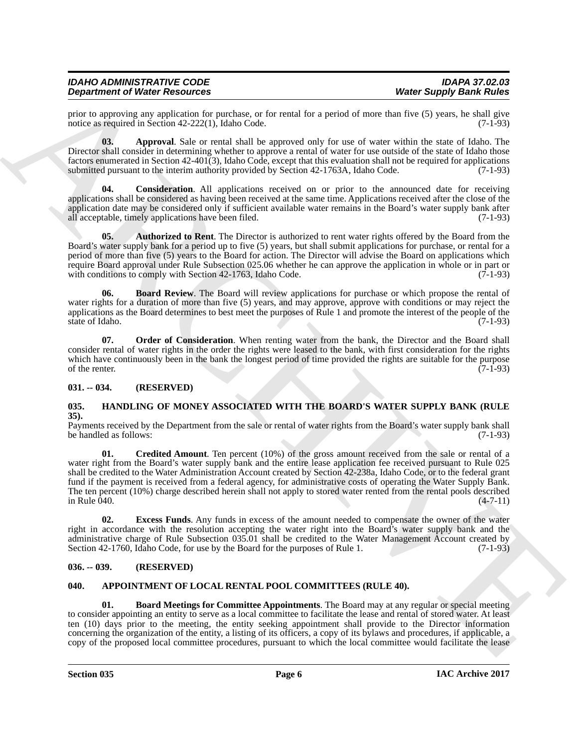prior to approving any application for purchase, or for rental for a period of more than five (5) years, he shall give notice as required in Section 42-222(1), Idaho Code. (7-1-93)

**03. Approval**. Sale or rental shall be approved only for use of water within the state of Idaho. The Director shall consider in determining whether to approve a rental of water for use outside of the state of Idaho those factors enumerated in Section 42-401(3), Idaho Code, except that this evaluation shall not be required for applications submitted pursuant to the interim authority provided by Section 42-1763A, Idaho Code. (7-1-93)

**04. Consideration**. All applications received on or prior to the announced date for receiving applications shall be considered as having been received at the same time. Applications received after the close of the application date may be considered only if sufficient available water remains in the Board's water supply bank after all acceptable, timely applications have been filed. (7-1-93)

**05. Authorized to Rent**. The Director is authorized to rent water rights offered by the Board from the Board's water supply bank for a period up to five (5) years, but shall submit applications for purchase, or rental for a period of more than five (5) years to the Board for action. The Director will advise the Board on applications which require Board approval under Rule Subsection 025.06 whether he can approve the application in whole or in part or with conditions to comply with Section 42-1763, Idaho Code. (7-1-93)

**06. Board Review**. The Board will review applications for purchase or which propose the rental of water rights for a duration of more than five (5) years, and may approve, approve with conditions or may reject the applications as the Board determines to best meet the purposes of Rule 1 and promote the interest of the people of the state of Idaho. (7-1-93)

**07. Order of Consideration**. When renting water from the bank, the Director and the Board shall consider rental of water rights in the order the rights were leased to the bank, with first consideration for the rights which have continuously been in the bank the longest period of time provided the rights are suitable for the purpose of the renter. (7-1-93)

## 031. -- 034. (RESERVED)

## 035. HANDLING OF MONEY ASSOCIATED WITH THE BOARD'S WATER SUPPLY BANK (RULE 35).

Payments received by the Department from the sale or rental of water rights from the Board's water supply bank shall be handled as follows: (7-1-93)

**01. Credited Amount**. Ten percent (10%) of the gross amount received from the sale or rental of a water right from the Board's water supply bank and the entire lease application fee received pursuant to Rule 025 shall be credited to the Water Administration Account created by Section 42-238a, Idaho Code, or to the federal grant fund if the payment is received from a federal agency, for administrative costs of operating the Water Supply Bank. The ten percent (10%) charge described herein shall not apply to stored water rented from the rental pools described in Rule 040. (4-7-11)

**02. Excess Funds**. Any funds in excess of the amount needed to compensate the owner of the water right in accordance with the resolution accepting the water right into the Board's water supply bank and the administrative charge of Rule Subsection 035.01 shall be credited to the Water Management Account created by Section 42-1760, Idaho Code, for use by the Board for the purposes of Rule 1. (7-1-93)

## 036. -- 039. (RESERVED)

## 040. APPOINTMENT OF LOCAL RENTAL POOL COMMITTEES (RULE 40).

**01. Board Meetings for Committee Appointments**. The Board may at any regular or special meeting to consider appointing an entity to serve as a local committee to facilitate the lease and rental of stored water. At least ten (10) days prior to the meeting, the entity seeking appointment shall provide to the Director information concerning the organization of the entity, a listing of its officers, a copy of its bylaws and procedures, if applicable, a copy of the proposed local committee procedures, pursuant to which the local committee would facilitate the lease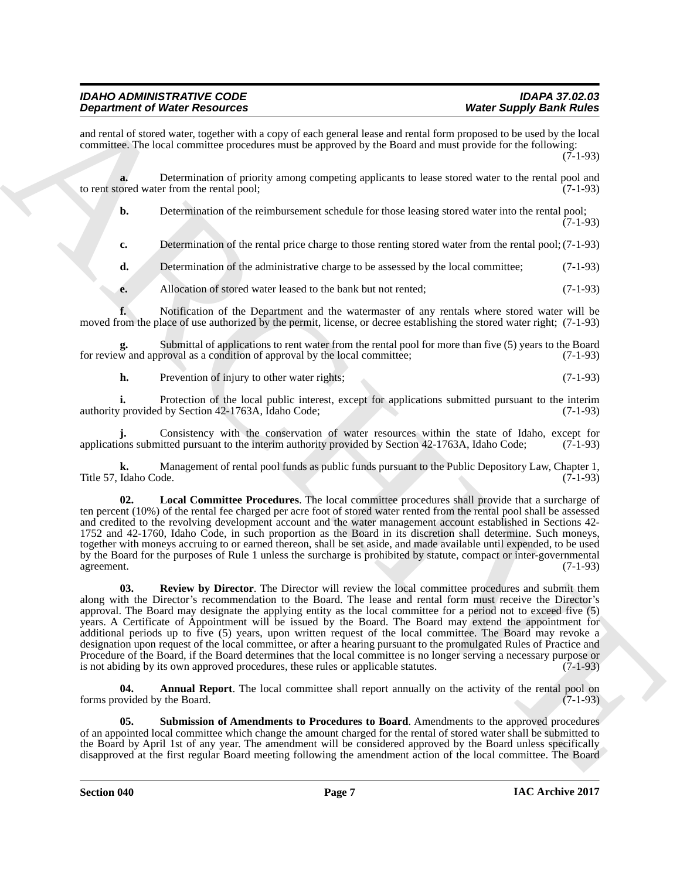and rental of stored water, together with a copy of each general lease and rental form proposed to be used by the local committee. The local committee procedures must be approved by the Board and must provide for the following: (7-1-93)

**a.** Determination of priority among competing applicants to lease stored water to the rental pool and to rent stored water from the rental pool; (7-1-93)

**b.** Determination of the reimbursement schedule for those leasing stored water into the rental pool; (7-1-93)

**c.** Determination of the rental price charge to those renting stored water from the rental pool; (7-1-93)

**d.** Determination of the administrative charge to be assessed by the local committee; (7-1-93)

**e.** Allocation of stored water leased to the bank but not rented; (7-1-93)

**f.** Notification of the Department and the watermaster of any rentals where stored water will be moved from the place of use authorized by the permit, license, or decree establishing the stored water right; (7-1-93)

**g.** Submittal of applications to rent water from the rental pool for more than five (5) years to the Board for review and approval as a condition of approval by the local committee; (7-1-93)

**h.** Prevention of injury to other water rights; (7-1-93)

**i.** Protection of the local public interest, except for applications submitted pursuant to the interim authority provided by Section 42-1763A, Idaho Code; (7-1-93)

**j.** Consistency with the conservation of water resources within the state of Idaho, except for applications submitted pursuant to the interim authority provided by Section 42-1763A, Idaho Code; (7-1-93)

**k.** Management of rental pool funds as public funds pursuant to the Public Depository Law, Chapter 1, Title 57, Idaho Code. (7-1-93)

**02. Local Committee Procedures**. The local committee procedures shall provide that a surcharge of ten percent (10%) of the rental fee charged per acre foot of stored water rented from the rental pool shall be assessed and credited to the revolving development account and the water management account established in Sections 42-1752 and 42-1760, Idaho Code, in such proportion as the Board in its discretion shall determine. Such moneys, together with moneys accruing to or earned thereon, shall be set aside, and made available until expended, to be used by the Board for the purposes of Rule 1 unless the surcharge is prohibited by statute, compact or inter-governmental agreement. (7-1-93)

**03. Review by Director**. The Director will review the local committee procedures and submit them along with the Director's recommendation to the Board. The lease and rental form must receive the Director's approval. The Board may designate the applying entity as the local committee for a period not to exceed five (5) years. A Certificate of Appointment will be issued by the Board. The Board may extend the appointment for additional periods up to five (5) years, upon written request of the local committee. The Board may revoke a designation upon request of the local committee, or after a hearing pursuant to the promulgated Rules of Practice and Procedure of the Board, if the Board determines that the local committee is no longer serving a necessary purpose or is not abiding by its own approved procedures, these rules or applicable statutes. (7-1-93)

**04. Annual Report**. The local committee shall report annually on the activity of the rental pool on forms provided by the Board. (7-1-93)

**05. Submission of Amendments to Procedures to Board**. Amendments to the approved procedures of an appointed local committee which change the amount charged for the rental of stored water shall be submitted to the Board by April 1st of any year. The amendment will be considered approved by the Board unless specifically disapproved at the first regular Board meeting following the amendment action of the local committee. The Board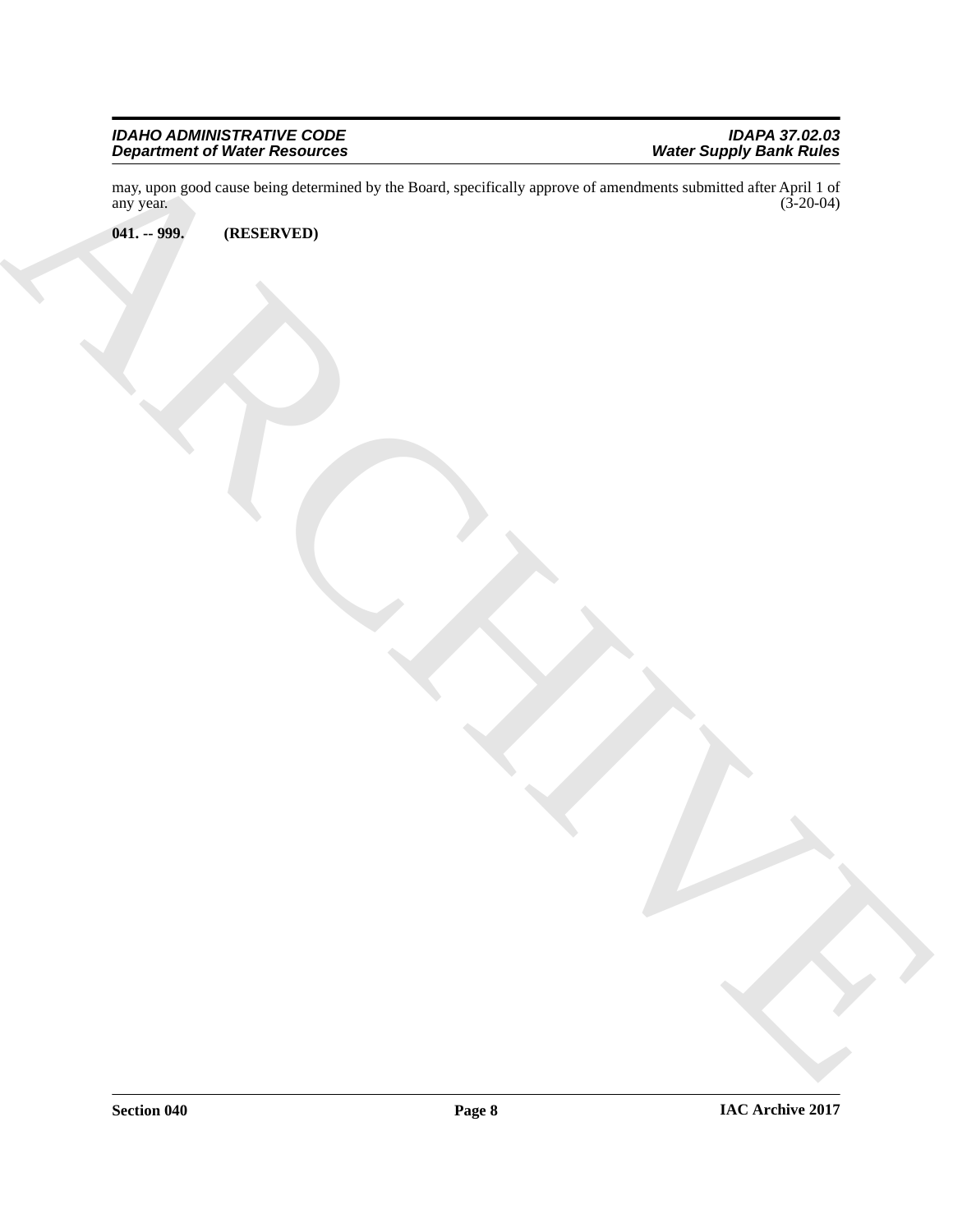may, upon good cause being determined by the Board, specifically approve of amendments submitted after April 1 of any year. (3-20-04)

**041. -- 999. (RESERVED)**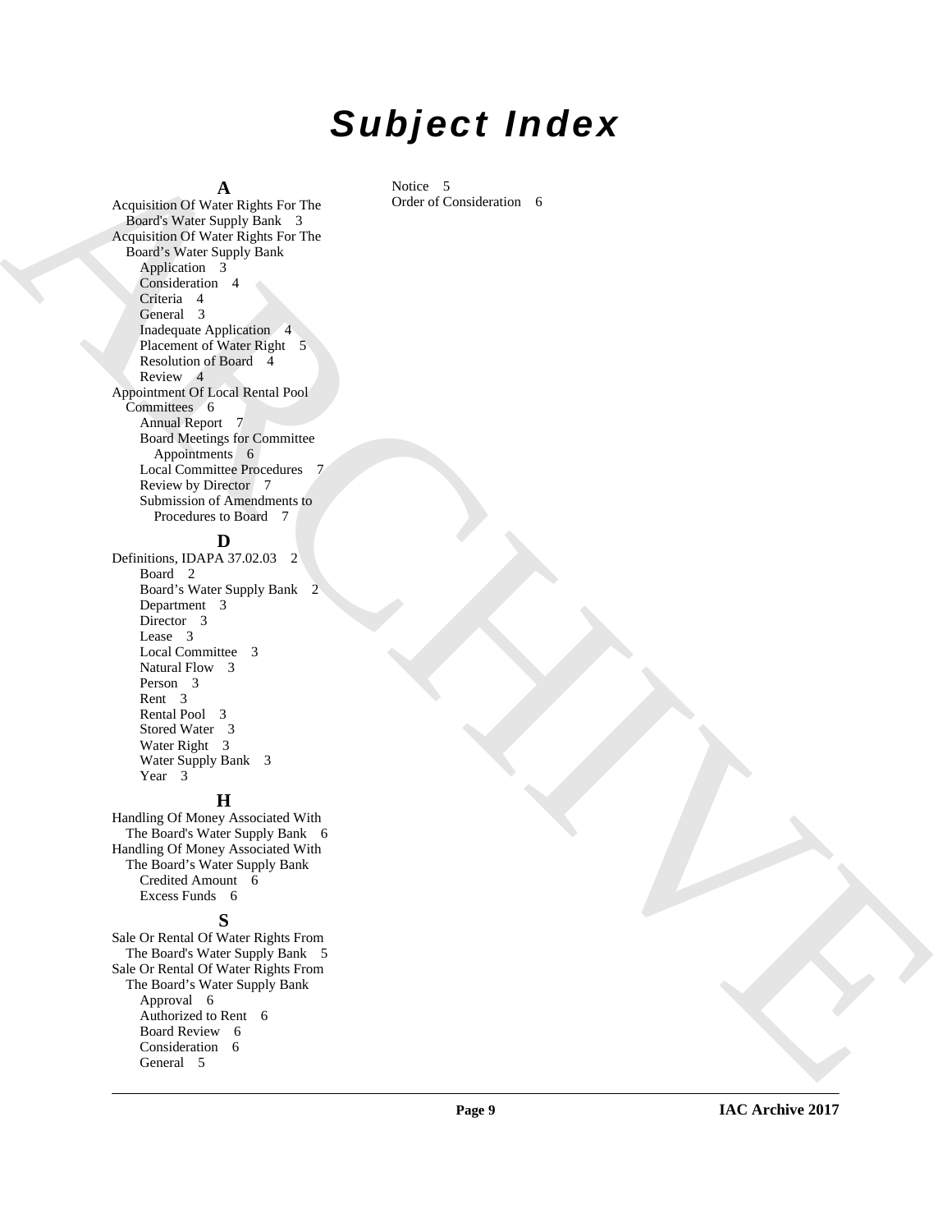# Subject Index

**A**

Acquisition Of Water Rights For The Board's Water Supply Bank 3
Acquisition Of Water Rights For The Board's Water Supply Bank
- Application 3
- Consideration 4
- Criteria 4
- General 3
- Inadequate Application 4
- Placement of Water Right 5
- Resolution of Board 4
- Review 4

Appointment Of Local Rental Pool Committees 6
- Annual Report 7
- Board Meetings for Committee Appointments 6
- Local Committee Procedures 7
- Review by Director 7
- Submission of Amendments to Procedures to Board 7

**D**

Definitions, IDAPA 37.02.03 2
- Board 2
- Board's Water Supply Bank 2
- Department 3
- Director 3
- Lease 3
- Local Committee 3
- Natural Flow 3
- Person 3
- Rent 3
- Rental Pool 3
- Stored Water 3
- Water Right 3
- Water Supply Bank 3
- Year 3

**H**

Handling Of Money Associated With The Board's Water Supply Bank 6
Handling Of Money Associated With The Board's Water Supply Bank
- Credited Amount 6
- Excess Funds 6

**S**

Sale Or Rental Of Water Rights From The Board's Water Supply Bank 5
Sale Or Rental Of Water Rights From The Board's Water Supply Bank
- Approval 6
- Authorized to Rent 6
- Board Review 6
- Consideration 6
- General 5
- Notice 5
- Order of Consideration 6